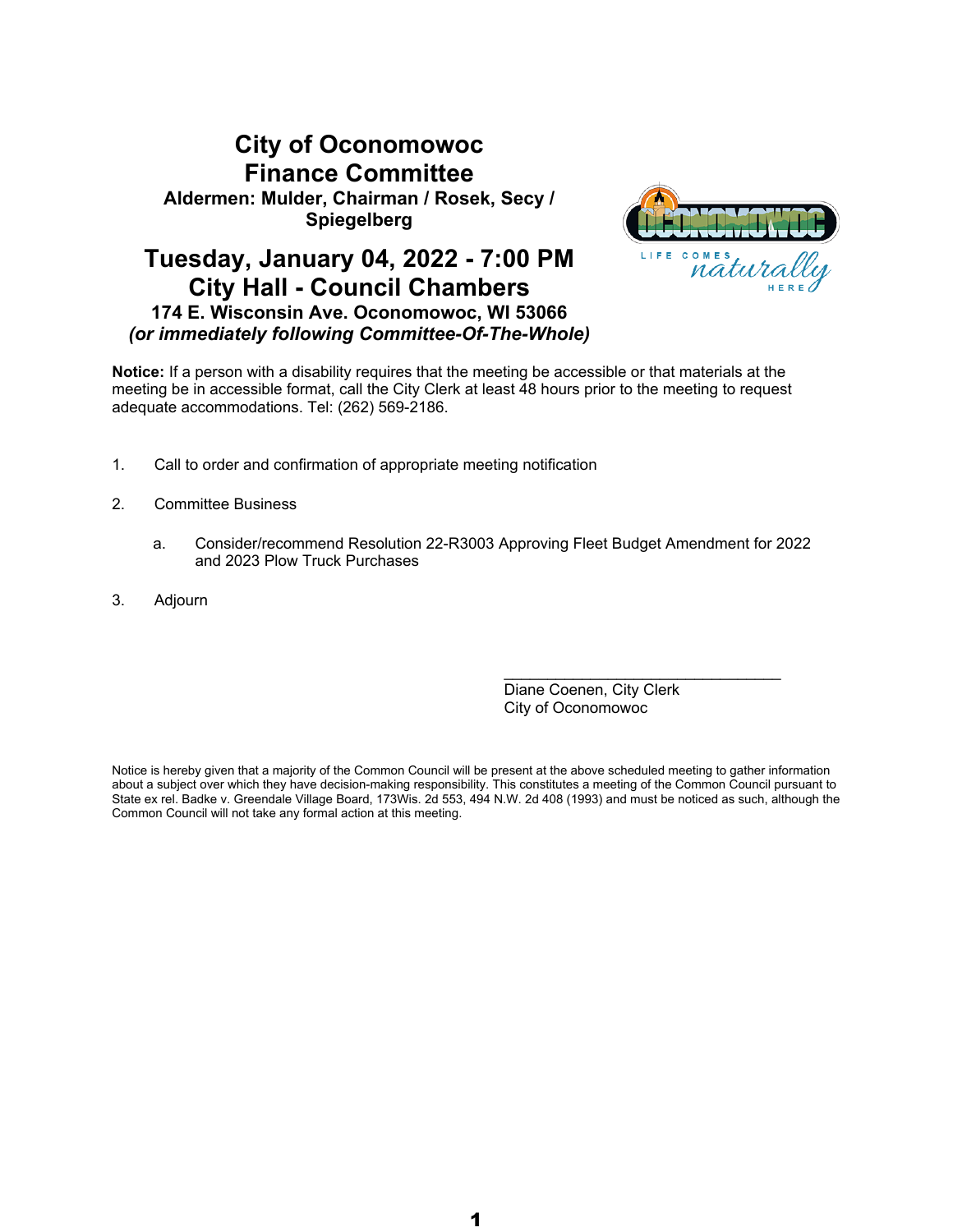# City of Oconomowoc
# Finance Committee

**Aldermen: Mulder, Chairman / Rosek, Secy / Spiegelberg**

## Tuesday, January 04, 2022 - 7:00 PM
## City Hall - Council Chambers

**174 E. Wisconsin Ave. Oconomowoc, WI 53066**

***(or immediately following Committee-Of-The-Whole)***

**Notice:** If a person with a disability requires that the meeting be accessible or that materials at the meeting be in accessible format, call the City Clerk at least 48 hours prior to the meeting to request adequate accommodations. Tel: (262) 569-2186.

1. Call to order and confirmation of appropriate meeting notification

2. Committee Business

   a. Consider/recommend Resolution 22-R3003 Approving Fleet Budget Amendment for 2022 and 2023 Plow Truck Purchases

3. Adjourn

\_\_\_\_\_\_\_\_\_\_\_\_\_\_\_\_\_\_\_\_\_\_\_\_\_\_\_\_\_\_\_\_\_\_

Diane Coenen, City Clerk
City of Oconomowoc

Notice is hereby given that a majority of the Common Council will be present at the above scheduled meeting to gather information about a subject over which they have decision-making responsibility. This constitutes a meeting of the Common Council pursuant to State ex rel. Badke v. Greendale Village Board, 173Wis. 2d 553, 494 N.W. 2d 408 (1993) and must be noticed as such, although the Common Council will not take any formal action at this meeting.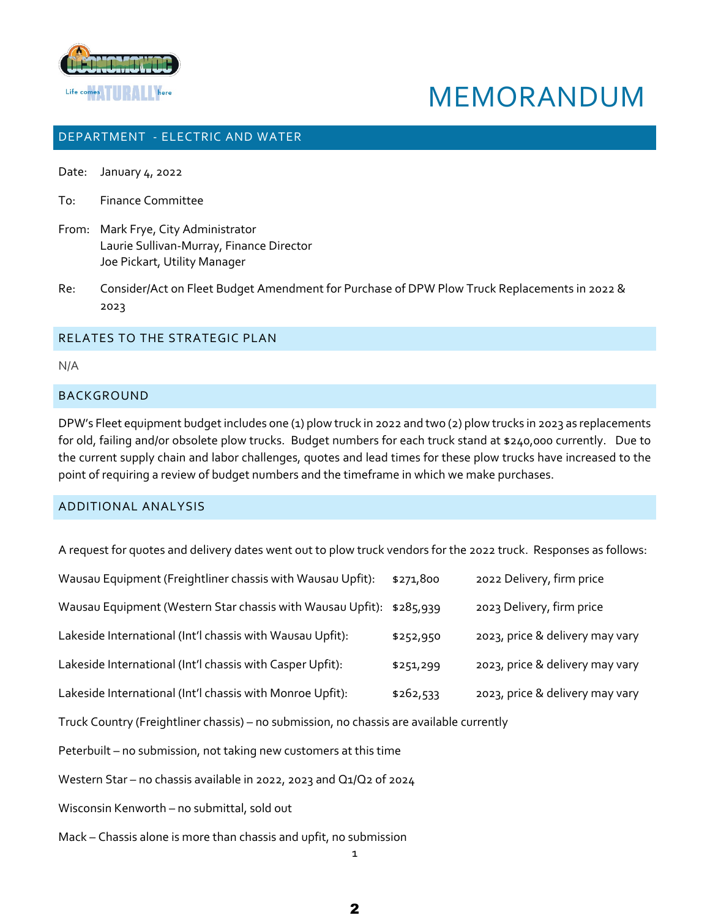# MEMORANDUM

## DEPARTMENT - ELECTRIC AND WATER

Date: January 4, 2022

To: Finance Committee

From: Mark Frye, City Administrator
Laurie Sullivan-Murray, Finance Director
Joe Pickart, Utility Manager

Re: Consider/Act on Fleet Budget Amendment for Purchase of DPW Plow Truck Replacements in 2022 & 2023

## RELATES TO THE STRATEGIC PLAN

N/A

## BACKGROUND

DPW's Fleet equipment budget includes one (1) plow truck in 2022 and two (2) plow trucks in 2023 as replacements for old, failing and/or obsolete plow trucks. Budget numbers for each truck stand at $240,000 currently. Due to the current supply chain and labor challenges, quotes and lead times for these plow trucks have increased to the point of requiring a review of budget numbers and the timeframe in which we make purchases.

## ADDITIONAL ANALYSIS

A request for quotes and delivery dates went out to plow truck vendors for the 2022 truck. Responses as follows:

| | | |
|---|---|---|
| Wausau Equipment (Freightliner chassis with Wausau Upfit): | $271,800 | 2022 Delivery, firm price |
| Wausau Equipment (Western Star chassis with Wausau Upfit): | $285,939 | 2023 Delivery, firm price |
| Lakeside International (Int'l chassis with Wausau Upfit): | $252,950 | 2023, price & delivery may vary |
| Lakeside International (Int'l chassis with Casper Upfit): | $251,299 | 2023, price & delivery may vary |
| Lakeside International (Int'l chassis with Monroe Upfit): | $262,533 | 2023, price & delivery may vary |

Truck Country (Freightliner chassis) – no submission, no chassis are available currently

Peterbuilt – no submission, not taking new customers at this time

Western Star – no chassis available in 2022, 2023 and Q1/Q2 of 2024

Wisconsin Kenworth – no submittal, sold out

Mack – Chassis alone is more than chassis and upfit, no submission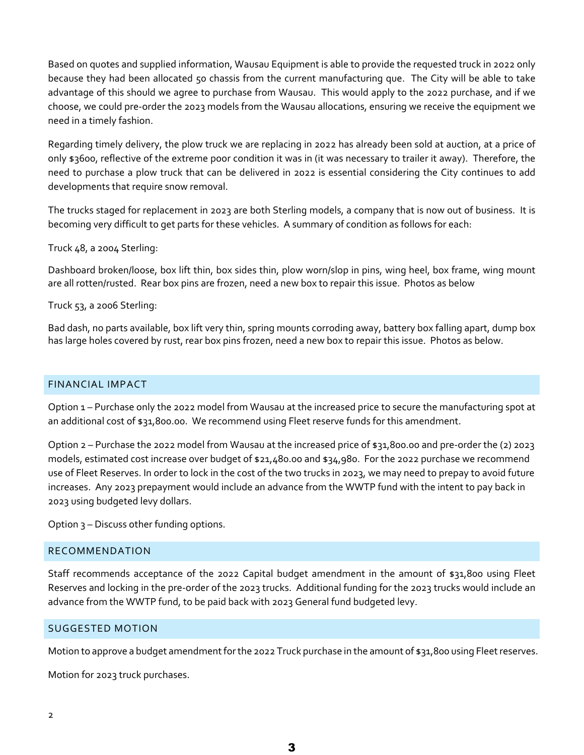Based on quotes and supplied information, Wausau Equipment is able to provide the requested truck in 2022 only because they had been allocated 50 chassis from the current manufacturing que. The City will be able to take advantage of this should we agree to purchase from Wausau. This would apply to the 2022 purchase, and if we choose, we could pre-order the 2023 models from the Wausau allocations, ensuring we receive the equipment we need in a timely fashion.

Regarding timely delivery, the plow truck we are replacing in 2022 has already been sold at auction, at a price of only $3600, reflective of the extreme poor condition it was in (it was necessary to trailer it away). Therefore, the need to purchase a plow truck that can be delivered in 2022 is essential considering the City continues to add developments that require snow removal.

The trucks staged for replacement in 2023 are both Sterling models, a company that is now out of business. It is becoming very difficult to get parts for these vehicles. A summary of condition as follows for each:

Truck 48, a 2004 Sterling:

Dashboard broken/loose, box lift thin, box sides thin, plow worn/slop in pins, wing heel, box frame, wing mount are all rotten/rusted. Rear box pins are frozen, need a new box to repair this issue. Photos as below

Truck 53, a 2006 Sterling:

Bad dash, no parts available, box lift very thin, spring mounts corroding away, battery box falling apart, dump box has large holes covered by rust, rear box pins frozen, need a new box to repair this issue. Photos as below.

## FINANCIAL IMPACT

Option 1 – Purchase only the 2022 model from Wausau at the increased price to secure the manufacturing spot at an additional cost of $31,800.00. We recommend using Fleet reserve funds for this amendment.

Option 2 – Purchase the 2022 model from Wausau at the increased price of $31,800.00 and pre-order the (2) 2023 models, estimated cost increase over budget of $21,480.00 and $34,980. For the 2022 purchase we recommend use of Fleet Reserves. In order to lock in the cost of the two trucks in 2023, we may need to prepay to avoid future increases. Any 2023 prepayment would include an advance from the WWTP fund with the intent to pay back in 2023 using budgeted levy dollars.

Option 3 – Discuss other funding options.

## RECOMMENDATION

Staff recommends acceptance of the 2022 Capital budget amendment in the amount of $31,800 using Fleet Reserves and locking in the pre-order of the 2023 trucks. Additional funding for the 2023 trucks would include an advance from the WWTP fund, to be paid back with 2023 General fund budgeted levy.

## SUGGESTED MOTION

Motion to approve a budget amendment for the 2022 Truck purchase in the amount of $31,800 using Fleet reserves.

Motion for 2023 truck purchases.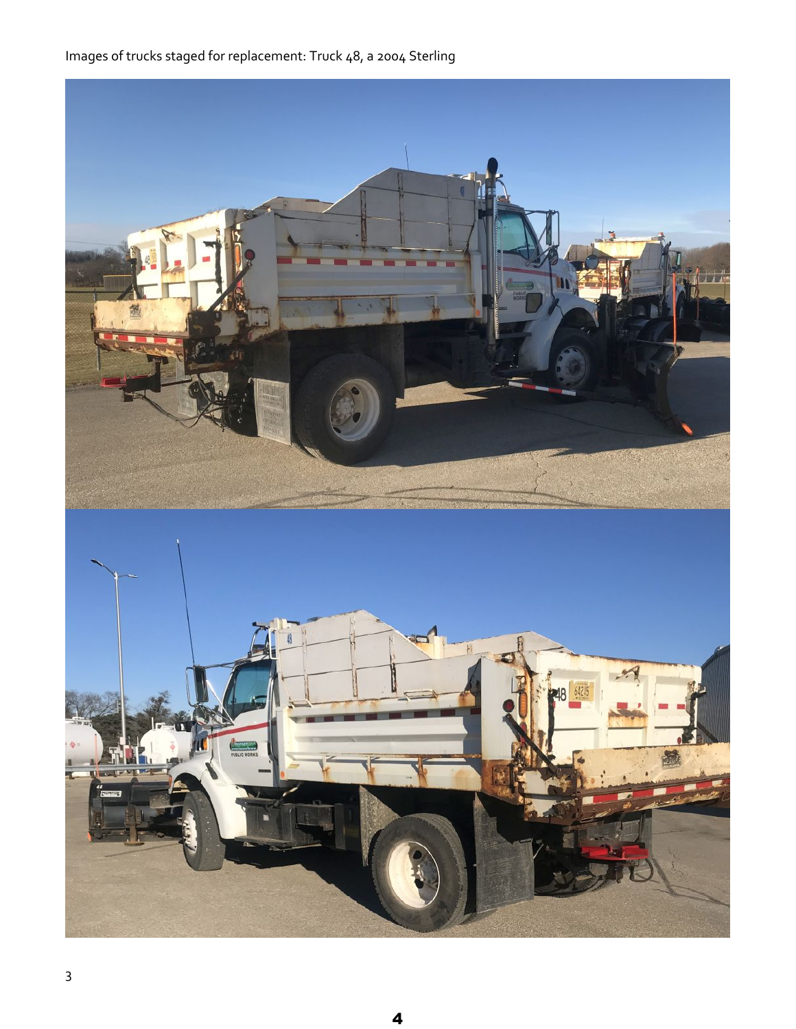Images of trucks staged for replacement: Truck 48, a 2004 Sterling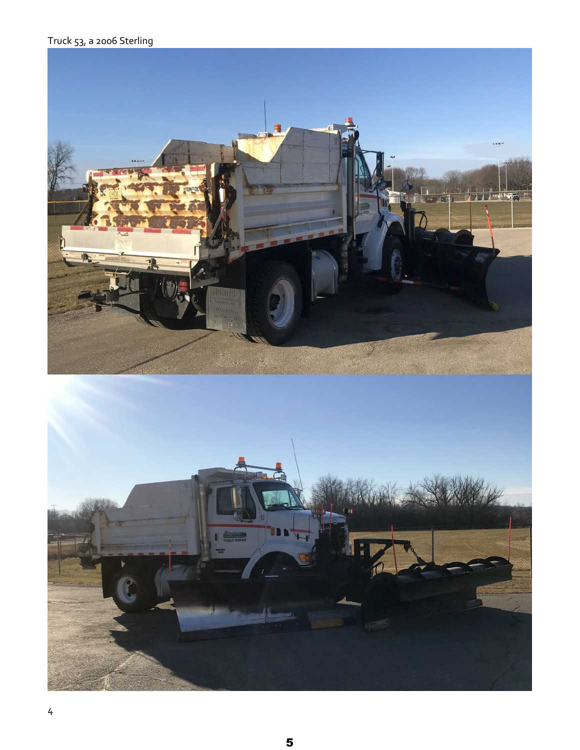Truck 53, a 2006 Sterling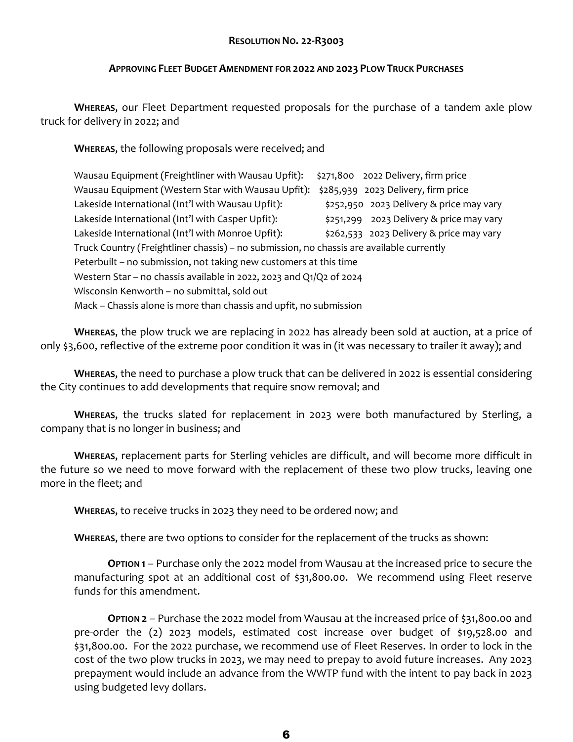**RESOLUTION NO. 22-R3003**

**APPROVING FLEET BUDGET AMENDMENT FOR 2022 AND 2023 PLOW TRUCK PURCHASES**

**WHEREAS**, our Fleet Department requested proposals for the purchase of a tandem axle plow truck for delivery in 2022; and

**WHEREAS**, the following proposals were received; and

| | | |
|---|---|---|
| Wausau Equipment (Freightliner with Wausau Upfit): | $271,800 | 2022 Delivery, firm price |
| Wausau Equipment (Western Star with Wausau Upfit): | $285,939 | 2023 Delivery, firm price |
| Lakeside International (Int'l with Wausau Upfit): | $252,950 | 2023 Delivery & price may vary |
| Lakeside International (Int'l with Casper Upfit): | $251,299 | 2023 Delivery & price may vary |
| Lakeside International (Int'l with Monroe Upfit): | $262,533 | 2023 Delivery & price may vary |

Truck Country (Freightliner chassis) – no submission, no chassis are available currently
Peterbuilt – no submission, not taking new customers at this time
Western Star – no chassis available in 2022, 2023 and Q1/Q2 of 2024
Wisconsin Kenworth – no submittal, sold out
Mack – Chassis alone is more than chassis and upfit, no submission

**WHEREAS**, the plow truck we are replacing in 2022 has already been sold at auction, at a price of only $3,600, reflective of the extreme poor condition it was in (it was necessary to trailer it away); and

**WHEREAS**, the need to purchase a plow truck that can be delivered in 2022 is essential considering the City continues to add developments that require snow removal; and

**WHEREAS**, the trucks slated for replacement in 2023 were both manufactured by Sterling, a company that is no longer in business; and

**WHEREAS**, replacement parts for Sterling vehicles are difficult, and will become more difficult in the future so we need to move forward with the replacement of these two plow trucks, leaving one more in the fleet; and

**WHEREAS**, to receive trucks in 2023 they need to be ordered now; and

**WHEREAS**, there are two options to consider for the replacement of the trucks as shown:

> **OPTION 1** – Purchase only the 2022 model from Wausau at the increased price to secure the manufacturing spot at an additional cost of $31,800.00. We recommend using Fleet reserve funds for this amendment.
>
> **OPTION 2** – Purchase the 2022 model from Wausau at the increased price of $31,800.00 and pre-order the (2) 2023 models, estimated cost increase over budget of $19,528.00 and $31,800.00. For the 2022 purchase, we recommend use of Fleet Reserves. In order to lock in the cost of the two plow trucks in 2023, we may need to prepay to avoid future increases. Any 2023 prepayment would include an advance from the WWTP fund with the intent to pay back in 2023 using budgeted levy dollars.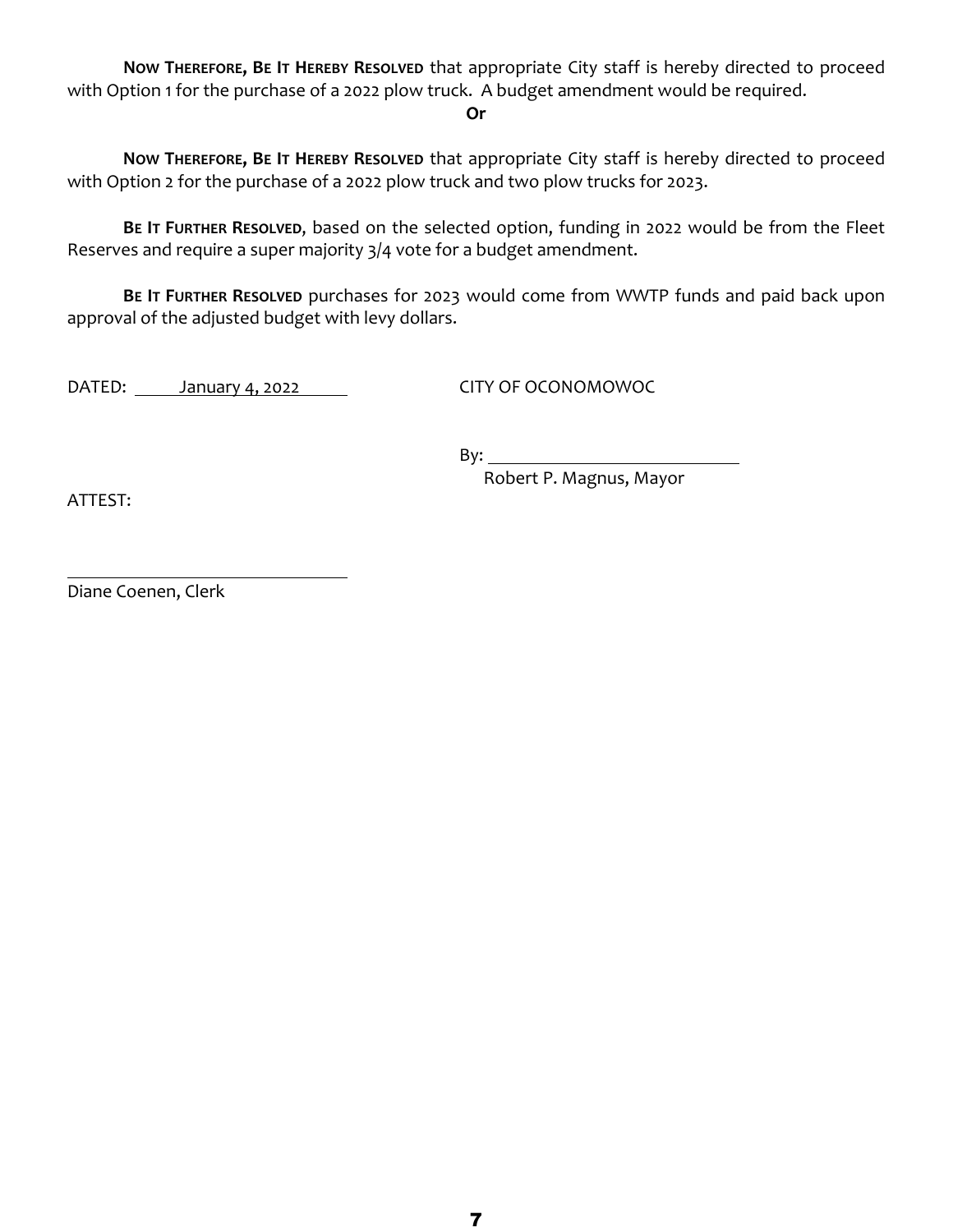**Now Therefore, Be It Hereby Resolved** that appropriate City staff is hereby directed to proceed with Option 1 for the purchase of a 2022 plow truck. A budget amendment would be required.

**Or**

**Now Therefore, Be It Hereby Resolved** that appropriate City staff is hereby directed to proceed with Option 2 for the purchase of a 2022 plow truck and two plow trucks for 2023.

**Be It Further Resolved**, based on the selected option, funding in 2022 would be from the Fleet Reserves and require a super majority 3/4 vote for a budget amendment.

**Be It Further Resolved** purchases for 2023 would come from WWTP funds and paid back upon approval of the adjusted budget with levy dollars.

DATED: January 4, 2022

CITY OF OCONOMOWOC

By: \_\_\_\_\_\_\_\_\_\_\_\_\_\_\_\_\_\_\_\_\_\_\_\_\_\_\_\_
Robert P. Magnus, Mayor

ATTEST:

\_\_\_\_\_\_\_\_\_\_\_\_\_\_\_\_\_\_\_\_\_\_\_\_\_\_\_\_
Diane Coenen, Clerk